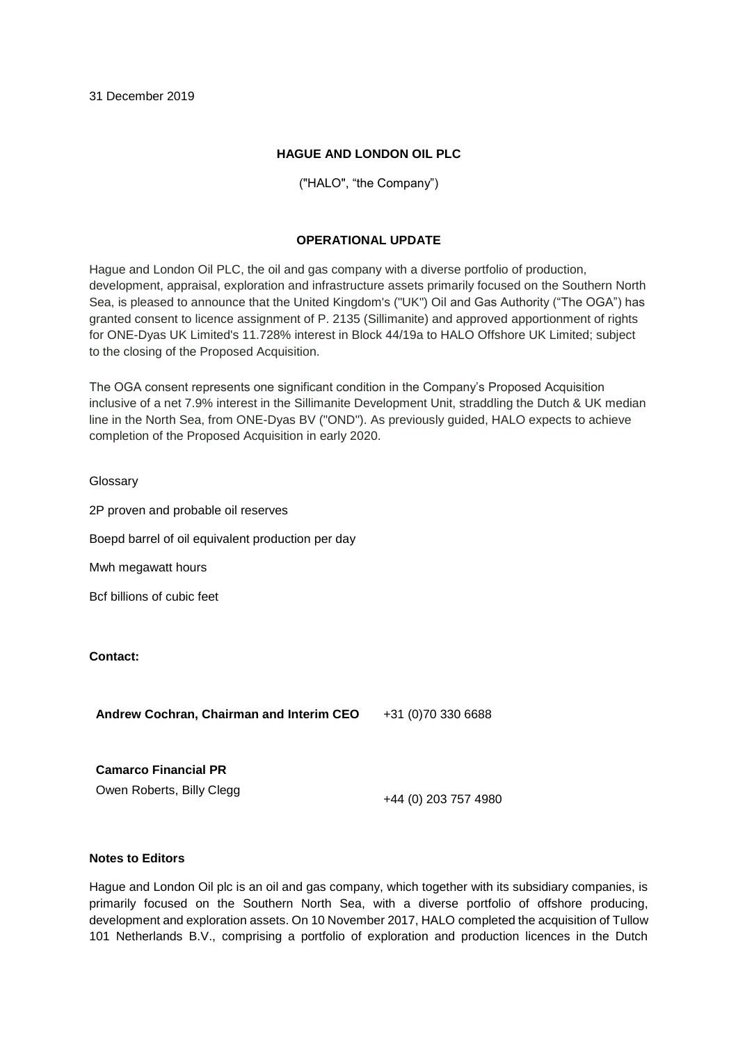31 December 2019

**HAGUE AND LONDON OIL PLC**

("HALO", "the Company")

**OPERATIONAL UPDATE**

Hague and London Oil PLC, the oil and gas company with a diverse portfolio of production, development, appraisal, exploration and infrastructure assets primarily focused on the Southern North Sea, is pleased to announce that the United Kingdom's ("UK") Oil and Gas Authority ("The OGA") has granted consent to licence assignment of P. 2135 (Sillimanite) and approved apportionment of rights for ONE-Dyas UK Limited's 11.728% interest in Block 44/19a to HALO Offshore UK Limited; subject to the closing of the Proposed Acquisition.

The OGA consent represents one significant condition in the Company's Proposed Acquisition inclusive of a net 7.9% interest in the Sillimanite Development Unit, straddling the Dutch & UK median line in the North Sea, from ONE-Dyas BV ("OND"). As previously guided, HALO expects to achieve completion of the Proposed Acquisition in early 2020.

Glossary

2P proven and probable oil reserves

Boepd barrel of oil equivalent production per day

Mwh megawatt hours

Bcf billions of cubic feet

**Contact:**

| | |
|---|---|
| **Andrew Cochran, Chairman and Interim CEO** | +31 (0)70 330 6688 |
| **Camarco Financial PR** | |
| Owen Roberts, Billy Clegg | +44 (0) 203 757 4980 |

**Notes to Editors**

Hague and London Oil plc is an oil and gas company, which together with its subsidiary companies, is primarily focused on the Southern North Sea, with a diverse portfolio of offshore producing, development and exploration assets. On 10 November 2017, HALO completed the acquisition of Tullow 101 Netherlands B.V., comprising a portfolio of exploration and production licences in the Dutch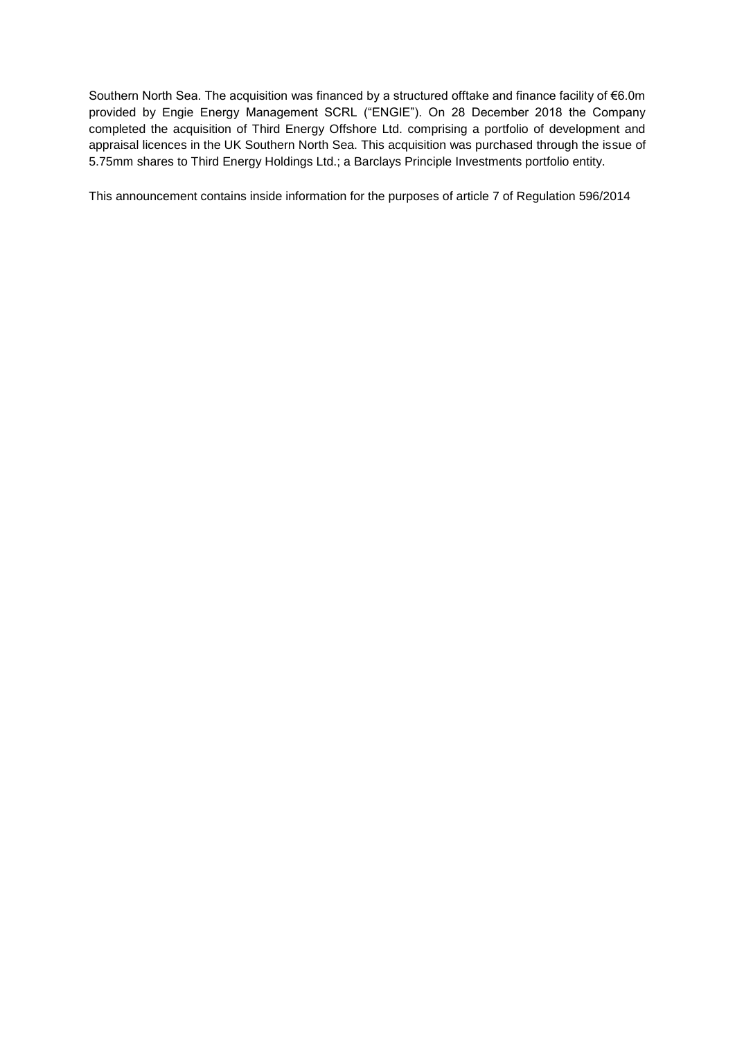Southern North Sea. The acquisition was financed by a structured offtake and finance facility of €6.0m provided by Engie Energy Management SCRL ("ENGIE"). On 28 December 2018 the Company completed the acquisition of Third Energy Offshore Ltd. comprising a portfolio of development and appraisal licences in the UK Southern North Sea. This acquisition was purchased through the issue of 5.75mm shares to Third Energy Holdings Ltd.; a Barclays Principle Investments portfolio entity.

This announcement contains inside information for the purposes of article 7 of Regulation 596/2014